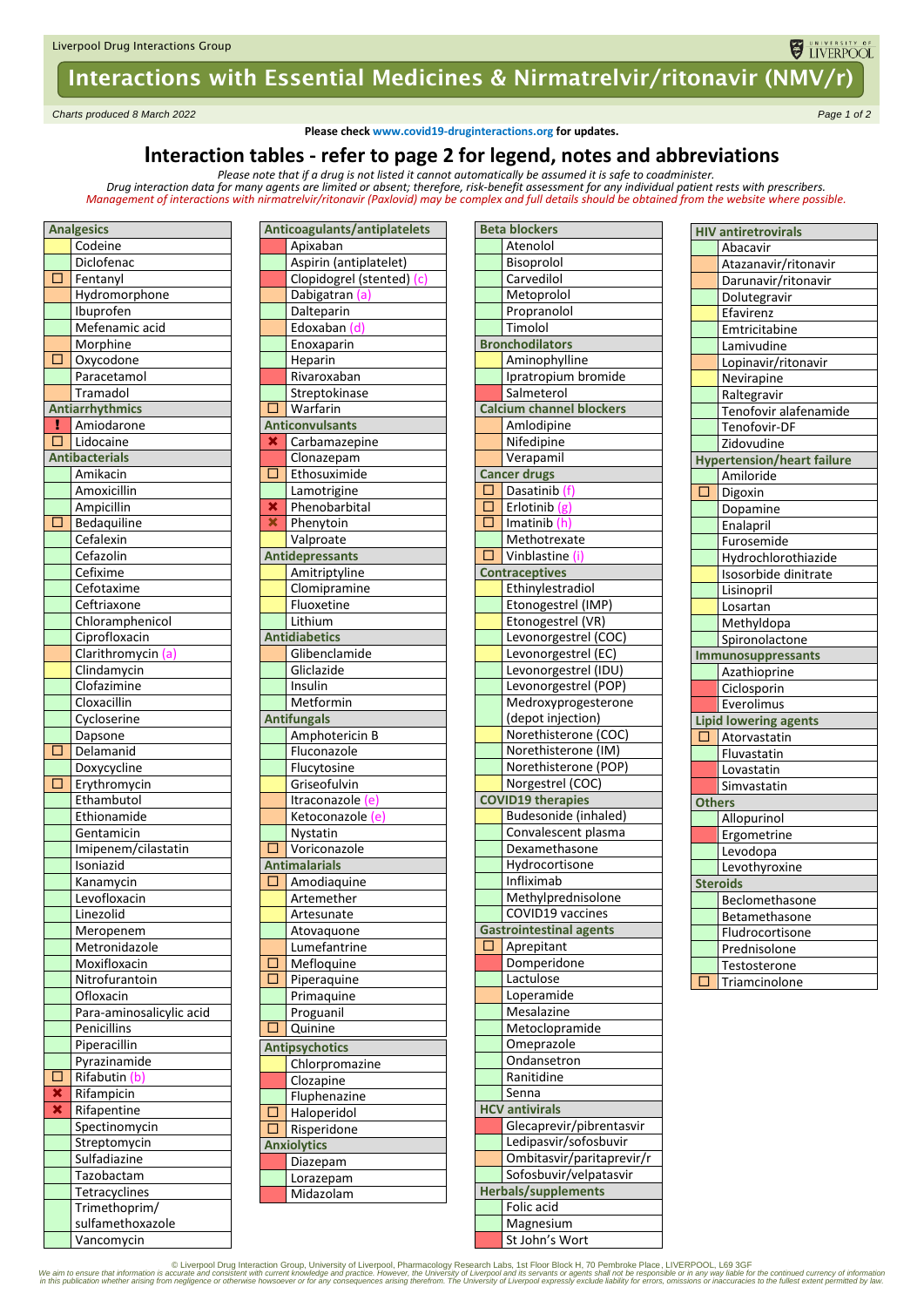# Interactions with Essential Medicines & Nirmatrelvir/ritonavir (NMV/r)

*Charts produced 8 March 2022*

**Please check www.covid19-druginteractions.org for updates.**

## Interaction tables - refer to page 2 for legend, notes and abbreviations

*Please note that if a drug is not listed it cannot automatically be assumed it is safe to coadminister.*
*Drug interaction data for many agents are limited or absent; therefore, risk-benefit assessment for any individual patient rests with prescribers.*
*Management of interactions with nirmatrelvir/ritonavir (Paxlovid) may be complex and full details should be obtained from the website where possible.*


| | Analgesics |
|---|---|
| [yellow] | Codeine |
| [green] | Diclofenac |
| ☐ [orange] | Fentanyl |
| [orange] | Hydromorphone |
| [green] | Ibuprofen |
| [green] | Mefenamic acid |
| [orange] | Morphine |
| ☐ [orange] | Oxycodone |
| [green] | Paracetamol |
| [orange] | Tramadol |
| | **Antiarrhythmics** |
| ! [red] | Amiodarone |
| ☐ [orange] | Lidocaine |
| | **Antibacterials** |
| [green] | Amikacin |
| [green] | Amoxicillin |
| [green] | Ampicillin |
| ☐ [orange] | Bedaquiline |
| [green] | Cefalexin |
| [green] | Cefazolin |
| [green] | Cefixime |
| [green] | Cefotaxime |
| [green] | Ceftriaxone |
| [green] | Chloramphenicol |
| [green] | Ciprofloxacin |
| [orange] | Clarithromycin (a) |
| [yellow] | Clindamycin |
| [green] | Clofazimine |
| [green] | Cloxacillin |
| [green] | Cycloserine |
| [green] | Dapsone |
| ☐ [orange] | Delamanid |
| [green] | Doxycycline |
| ☐ [orange] | Erythromycin |
| [green] | Ethambutol |
| [green] | Ethionamide |
| [green] | Gentamicin |
| [green] | Imipenem/cilastatin |
| [green] | Isoniazid |
| [green] | Kanamycin |
| [green] | Levofloxacin |
| [green] | Linezolid |
| [green] | Meropenem |
| [green] | Metronidazole |
| [green] | Moxifloxacin |
| [green] | Nitrofurantoin |
| [green] | Ofloxacin |
| [green] | Para-aminosalicylic acid |
| [green] | Penicillins |
| [green] | Piperacillin |
| [green] | Pyrazinamide |
| ☐ [orange] | Rifabutin (b) |
| ✖ [red] | Rifampicin |
| ✖ [red] | Rifapentine |
| [green] | Spectinomycin |
| [green] | Streptomycin |
| [green] | Sulfadiazine |
| [green] | Tazobactam |
| [green] | Tetracyclines |
| [green] | Trimethoprim/ sulfamethoxazole |
| [green] | Vancomycin |

| | Anticoagulants/antiplatelets |
|---|---|
| [red] | Apixaban |
| [green] | Aspirin (antiplatelet) |
| [red] | Clopidogrel (stented) (c) |
| [orange] | Dabigatran (a) |
| [green] | Dalteparin |
| [orange] | Edoxaban (d) |
| [green] | Enoxaparin |
| [green] | Heparin |
| [red] | Rivaroxaban |
| [green] | Streptokinase |
| ☐ [orange] | Warfarin |
| | **Anticonvulsants** |
| ✖ [red] | Carbamazepine |
| [orange] | Clonazepam |
| ☐ [orange] | Ethosuximide |
| [green] | Lamotrigine |
| ✖ [red] | Phenobarbital |
| ✖ [red] | Phenytoin |
| [green] | Valproate |
| | **Antidepressants** |
| [yellow] | Amitriptyline |
| [yellow] | Clomipramine |
| [green] | Fluoxetine |
| [green] | Lithium |
| | **Antidiabetics** |
| [orange] | Glibenclamide |
| [green] | Gliclazide |
| [green] | Insulin |
| [green] | Metformin |
| | **Antifungals** |
| [green] | Amphotericin B |
| [green] | Fluconazole |
| [green] | Flucytosine |
| [green] | Griseofulvin |
| [orange] | Itraconazole (e) |
| [orange] | Ketoconazole (e) |
| [green] | Nystatin |
| ☐ [orange] | Voriconazole |
| | **Antimalarials** |
| ☐ [orange] | Amodiaquine |
| [yellow] | Artemether |
| [green] | Artesunate |
| [yellow] | Atovaquone |
| [yellow] | Lumefantrine |
| ☐ [orange] | Mefloquine |
| ☐ [orange] | Piperaquine |
| [green] | Primaquine |
| [green] | Proguanil |
| ☐ [orange] | Quinine |
| | **Antipsychotics** |
| [yellow] | Chlorpromazine |
| [red] | Clozapine |
| [yellow] | Fluphenazine |
| ☐ [orange] | Haloperidol |
| ☐ [orange] | Risperidone |
| | **Anxiolytics** |
| [red] | Diazepam |
| [green] | Lorazepam |
| [red] | Midazolam |

| | Beta blockers |
|---|---|
| [green] | Atenolol |
| [yellow] | Bisoprolol |
| [yellow] | Carvedilol |
| [yellow] | Metoprolol |
| [yellow] | Propranolol |
| [yellow] | Timolol |
| | **Bronchodilators** |
| [yellow] | Aminophylline |
| [green] | Ipratropium bromide |
| [red] | Salmeterol |
| | **Calcium channel blockers** |
| [orange] | Amlodipine |
| [orange] | Nifedipine |
| [orange] | Verapamil |
| | **Cancer drugs** |
| ☐ [orange] | Dasatinib (f) |
| ☐ [orange] | Erlotinib (g) |
| ☐ [orange] | Imatinib (h) |
| [green] | Methotrexate |
| ☐ [orange] | Vinblastine (i) |
| | **Contraceptives** |
| [yellow] | Ethinylestradiol |
| [yellow] | Etonogestrel (IMP) |
| [yellow] | Etonogestrel (VR) |
| [yellow] | Levonorgestrel (COC) |
| [yellow] | Levonorgestrel (EC) |
| [green] | Levonorgestrel (IDU) |
| [yellow] | Levonorgestrel (POP) |
| [green] | Medroxyprogesterone (depot injection) |
| [yellow] | Norethisterone (COC) |
| [yellow] | Norethisterone (IM) |
| [yellow] | Norethisterone (POP) |
| [yellow] | Norgestrel (COC) |
| | **COVID19 therapies** |
| [yellow] | Budesonide (inhaled) |
| [green] | Convalescent plasma |
| [yellow] | Dexamethasone |
| [yellow] | Hydrocortisone |
| [green] | Infliximab |
| [yellow] | Methylprednisolone |
| [green] | COVID19 vaccines |
| | **Gastrointestinal agents** |
| ☐ [orange] | Aprepitant |
| [red] | Domperidone |
| [green] | Lactulose |
| [yellow] | Loperamide |
| [green] | Mesalazine |
| [green] | Metoclopramide |
| [green] | Omeprazole |
| [green] | Ondansetron |
| [green] | Ranitidine |
| [green] | Senna |
| | **HCV antivirals** |
| [red] | Glecaprevir/pibrentasvir |
| [green] | Ledipasvir/sofosbuvir |
| [orange] | Ombitasvir/paritaprevir/r |
| [green] | Sofosbuvir/velpatasvir |
| | **Herbals/supplements** |
| [green] | Folic acid |
| [green] | Magnesium |
| [red] | St John's Wort |

| | HIV antiretrovirals |
|---|---|
| [green] | Abacavir |
| [orange] | Atazanavir/ritonavir |
| [orange] | Darunavir/ritonavir |
| [green] | Dolutegravir |
| [yellow] | Efavirenz |
| [green] | Emtricitabine |
| [green] | Lamivudine |
| [orange] | Lopinavir/ritonavir |
| [yellow] | Nevirapine |
| [green] | Raltegravir |
| [green] | Tenofovir alafenamide |
| [green] | Tenofovir-DF |
| [green] | Zidovudine |
| | **Hypertension/heart failure** |
| [green] | Amiloride |
| ☐ [orange] | Digoxin |
| [green] | Dopamine |
| [green] | Enalapril |
| [green] | Furosemide |
| [green] | Hydrochlorothiazide |
| [yellow] | Isosorbide dinitrate |
| [green] | Lisinopril |
| [yellow] | Losartan |
| [green] | Methyldopa |
| [green] | Spironolactone |
| | **Immunosuppressants** |
| [green] | Azathioprine |
| [red] | Ciclosporin |
| [red] | Everolimus |
| | **Lipid lowering agents** |
| ☐ [orange] | Atorvastatin |
| [green] | Fluvastatin |
| [red] | Lovastatin |
| [red] | Simvastatin |
| | **Others** |
| [green] | Allopurinol |
| [red] | Ergometrine |
| [green] | Levodopa |
| [green] | Levothyroxine |
| | **Steroids** |
| [green] | Beclomethasone |
| [yellow] | Betamethasone |
| [yellow] | Fludrocortisone |
| [yellow] | Prednisolone |
| [yellow] | Testosterone |
| ☐ [orange] | Triamcinolone |

© Liverpool Drug Interaction Group, University of Liverpool, Pharmacology Research Labs, 1st Floor Block H, 70 Pembroke Place, LIVERPOOL, L69 3GF
*We aim to ensure that information is accurate and consistent with current knowledge and practice. However, the University of Liverpool and its servants or agents shall not be responsible or in any way liable for the continued currency of information in this publication whether arising from negligence or otherwise howsoever or for any consequences arising therefrom. The University of Liverpool expressly exclude liability for errors, omissions or inaccuracies to the fullest extent permitted by law.*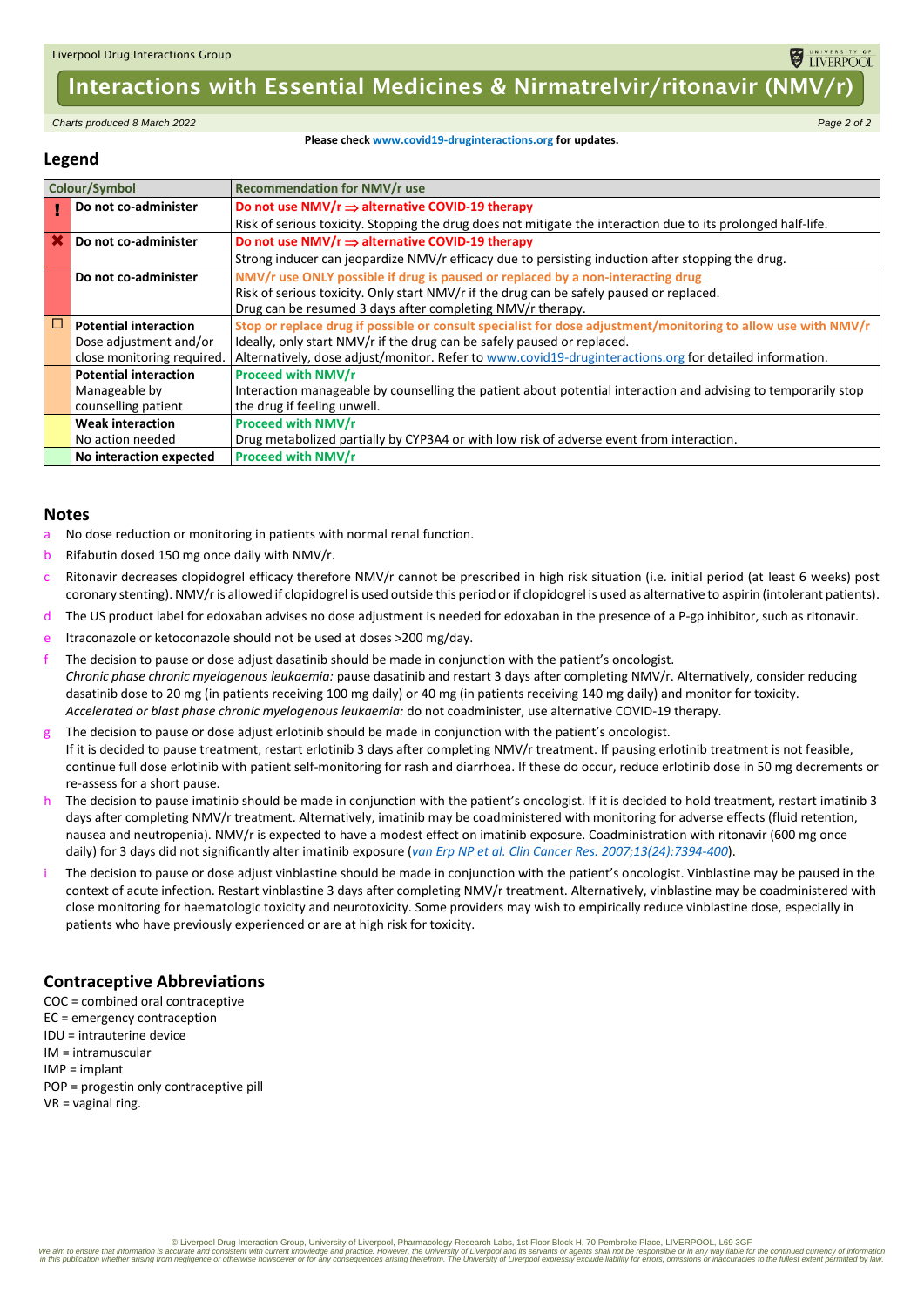# Interactions with Essential Medicines & Nirmatrelvir/ritonavir (NMV/r)

*Charts produced 8 March 2022*

**Please check www.covid19-druginteractions.org for updates.**

## Legend

| Colour/Symbol | | Recommendation for NMV/r use |
|---|---|---|
| ! | **Do not co-administer** | **Do not use NMV/r ⇒ alternative COVID-19 therapy**<br>Risk of serious toxicity. Stopping the drug does not mitigate the interaction due to its prolonged half-life. |
| ✖ | **Do not co-administer** | **Do not use NMV/r ⇒ alternative COVID-19 therapy**<br>Strong inducer can jeopardize NMV/r efficacy due to persisting induction after stopping the drug. |
| | **Do not co-administer** | **NMV/r use ONLY possible if drug is paused or replaced by a non-interacting drug**<br>Risk of serious toxicity. Only start NMV/r if the drug can be safely paused or replaced.<br>Drug can be resumed 3 days after completing NMV/r therapy. |
| ☐ | **Potential interaction**<br>Dose adjustment and/or close monitoring required. | **Stop or replace drug if possible or consult specialist for dose adjustment/monitoring to allow use with NMV/r**<br>Ideally, only start NMV/r if the drug can be safely paused or replaced.<br>Alternatively, dose adjust/monitor. Refer to www.covid19-druginteractions.org for detailed information. |
| | **Potential interaction**<br>Manageable by counselling patient | **Proceed with NMV/r**<br>Interaction manageable by counselling the patient about potential interaction and advising to temporarily stop the drug if feeling unwell. |
| | **Weak interaction**<br>No action needed | **Proceed with NMV/r**<br>Drug metabolized partially by CYP3A4 or with low risk of adverse event from interaction. |
| | **No interaction expected** | **Proceed with NMV/r** |

## Notes

- a No dose reduction or monitoring in patients with normal renal function.
- b Rifabutin dosed 150 mg once daily with NMV/r.
- c Ritonavir decreases clopidogrel efficacy therefore NMV/r cannot be prescribed in high risk situation (i.e. initial period (at least 6 weeks) post coronary stenting). NMV/r is allowed if clopidogrel is used outside this period or if clopidogrel is used as alternative to aspirin (intolerant patients).
- d The US product label for edoxaban advises no dose adjustment is needed for edoxaban in the presence of a P-gp inhibitor, such as ritonavir.
- e Itraconazole or ketoconazole should not be used at doses >200 mg/day.
- f The decision to pause or dose adjust dasatinib should be made in conjunction with the patient's oncologist.
  *Chronic phase chronic myelogenous leukaemia:* pause dasatinib and restart 3 days after completing NMV/r. Alternatively, consider reducing dasatinib dose to 20 mg (in patients receiving 100 mg daily) or 40 mg (in patients receiving 140 mg daily) and monitor for toxicity.
  *Accelerated or blast phase chronic myelogenous leukaemia:* do not coadminister, use alternative COVID-19 therapy.
- g The decision to pause or dose adjust erlotinib should be made in conjunction with the patient's oncologist.
  If it is decided to pause treatment, restart erlotinib 3 days after completing NMV/r treatment. If pausing erlotinib treatment is not feasible, continue full dose erlotinib with patient self-monitoring for rash and diarrhoea. If these do occur, reduce erlotinib dose in 50 mg decrements or re-assess for a short pause.
- h The decision to pause imatinib should be made in conjunction with the patient's oncologist. If it is decided to hold treatment, restart imatinib 3 days after completing NMV/r treatment. Alternatively, imatinib may be coadministered with monitoring for adverse effects (fluid retention, nausea and neutropenia). NMV/r is expected to have a modest effect on imatinib exposure. Coadministration with ritonavir (600 mg once daily) for 3 days did not significantly alter imatinib exposure (*van Erp NP et al. Clin Cancer Res. 2007;13(24):7394-400*).
- i The decision to pause or dose adjust vinblastine should be made in conjunction with the patient's oncologist. Vinblastine may be paused in the context of acute infection. Restart vinblastine 3 days after completing NMV/r treatment. Alternatively, vinblastine may be coadministered with close monitoring for haematologic toxicity and neurotoxicity. Some providers may wish to empirically reduce vinblastine dose, especially in patients who have previously experienced or are at high risk for toxicity.

## Contraceptive Abbreviations

COC = combined oral contraceptive
EC = emergency contraception
IDU = intrauterine device
IM = intramuscular
IMP = implant
POP = progestin only contraceptive pill
VR = vaginal ring.